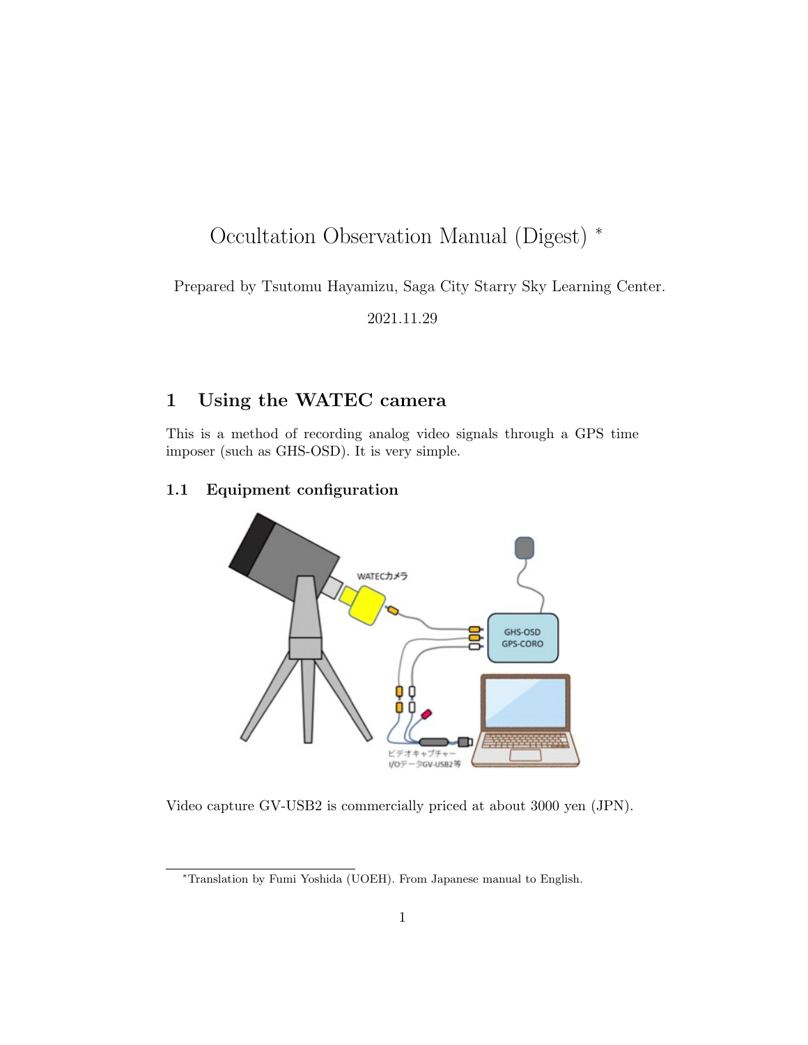# Occultation Observation Manual (Digest) *

Prepared by Tsutomu Hayamizu, Saga City Starry Sky Learning Center.

2021.11.29

## 1 Using the WATEC camera

This is a method of recording analog video signals through a GPS time imposer (such as GHS-OSD). It is very simple.

### 1.1 Equipment configuration

WATECカメラ

GHS-OSD
GPS-CORO

ビデオキャプチャー
I/OデータGV-USB2等

Video capture GV-USB2 is commercially priced at about 3000 yen (JPN).

*Translation by Fumi Yoshida (UOEH). From Japanese manual to English.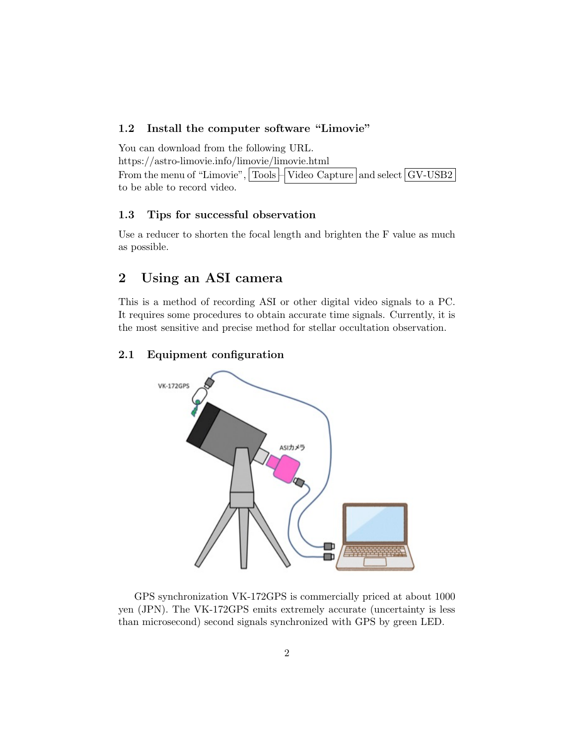### 1.2 Install the computer software "Limovie"

You can download from the following URL.
https://astro-limovie.info/limovie/limovie.html
From the menu of "Limovie", Tools – Video Capture and select GV-USB2 to be able to record video.

### 1.3 Tips for successful observation

Use a reducer to shorten the focal length and brighten the F value as much as possible.

## 2 Using an ASI camera

This is a method of recording ASI or other digital video signals to a PC. It requires some procedures to obtain accurate time signals. Currently, it is the most sensitive and precise method for stellar occultation observation.

### 2.1 Equipment configuration

VK-172GPS

ASIカメラ

GPS synchronization VK-172GPS is commercially priced at about 1000 yen (JPN). The VK-172GPS emits extremely accurate (uncertainty is less than microsecond) second signals synchronized with GPS by green LED.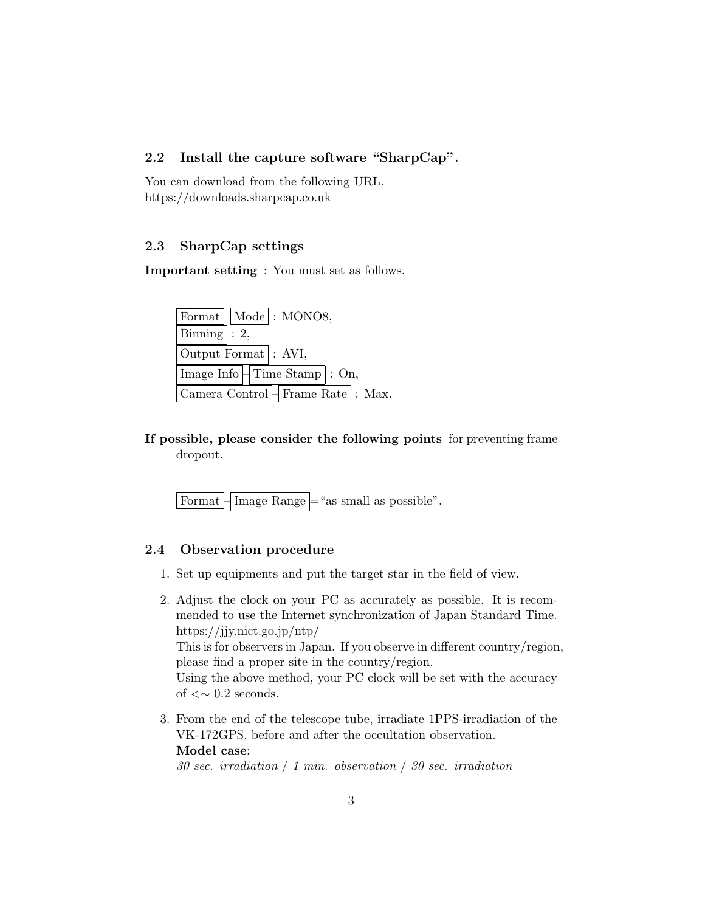### 2.2 Install the capture software "SharpCap".

You can download from the following URL.
https://downloads.sharpcap.co.uk

### 2.3 SharpCap settings

**Important setting** : You must set as follows.

Format – Mode : MONO8,
Binning : 2,
Output Format : AVI,
Image Info – Time Stamp : On,
Camera Control – Frame Rate : Max.

**If possible, please consider the following points** for preventing frame dropout.

Format – Image Range = "as small as possible".

### 2.4 Observation procedure

1. Set up equipments and put the target star in the field of view.

2. Adjust the clock on your PC as accurately as possible. It is recommended to use the Internet synchronization of Japan Standard Time.
   https://jjy.nict.go.jp/ntp/
   This is for observers in Japan. If you observe in different country/region, please find a proper site in the country/region.
   Using the above method, your PC clock will be set with the accuracy of $<\sim$ 0.2 seconds.

3. From the end of the telescope tube, irradiate 1PPS-irradiation of the VK-172GPS, before and after the occultation observation.
   **Model case**:
   *30 sec. irradiation / 1 min. observation / 30 sec. irradiation*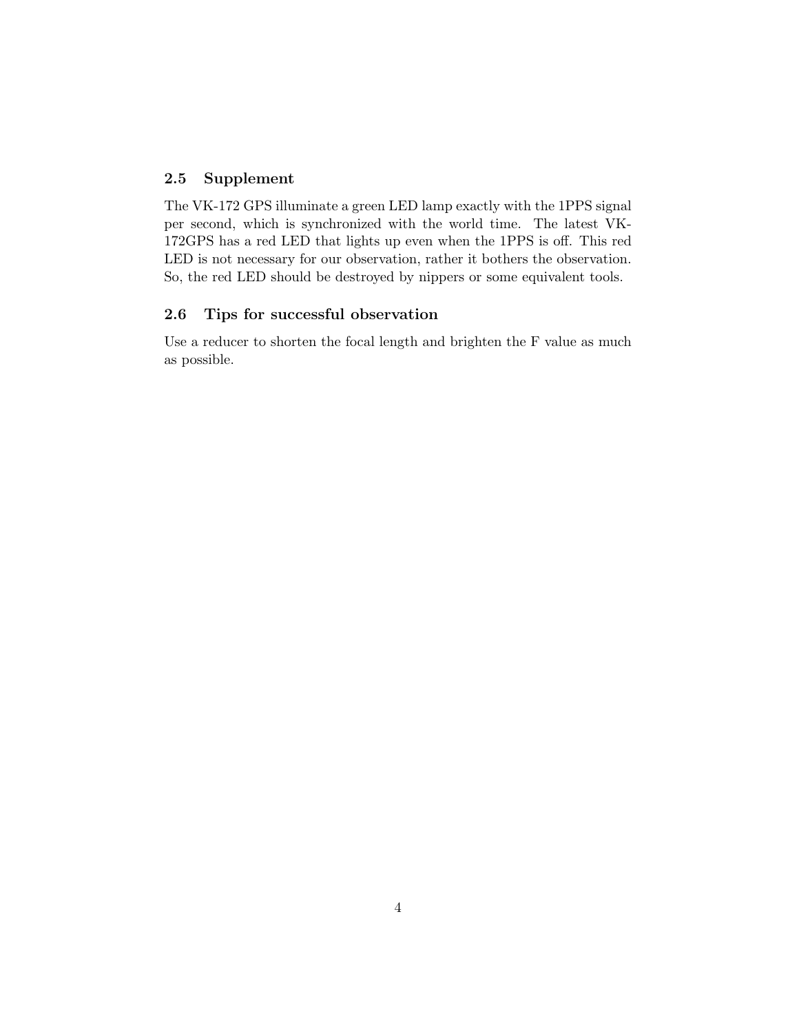## 2.5 Supplement

The VK-172 GPS illuminate a green LED lamp exactly with the 1PPS signal per second, which is synchronized with the world time. The latest VK-172GPS has a red LED that lights up even when the 1PPS is off. This red LED is not necessary for our observation, rather it bothers the observation. So, the red LED should be destroyed by nippers or some equivalent tools.

## 2.6 Tips for successful observation

Use a reducer to shorten the focal length and brighten the F value as much as possible.